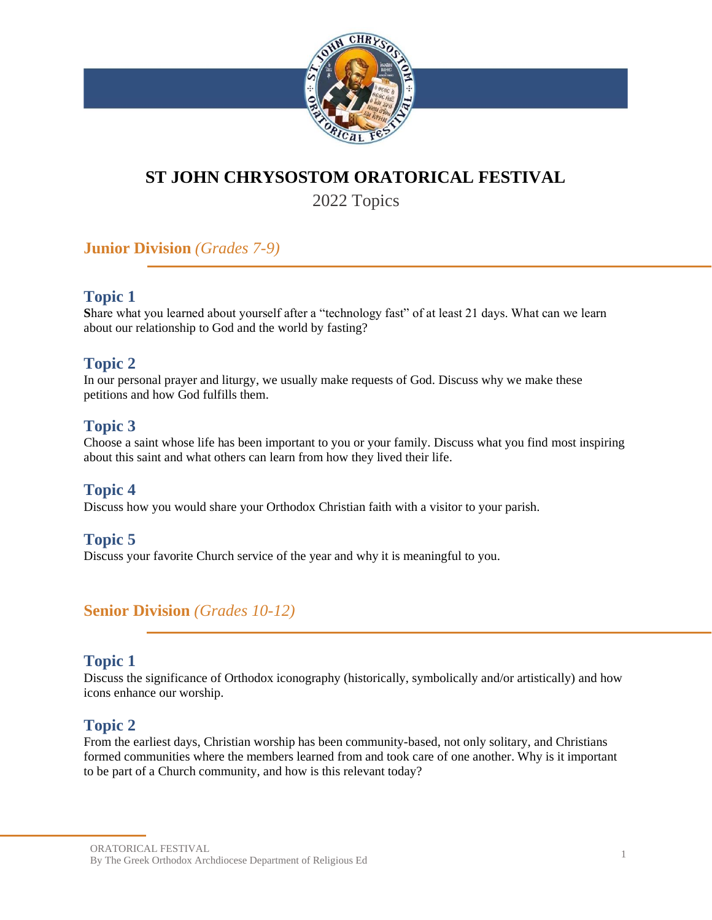# ST JOHN CHRYSOSTOM ORATORICAL FESTIVAL

2022 Topics

## Junior Division *(Grades 7-9)*

### Topic 1

**S**hare what you learned about yourself after a "technology fast" of at least 21 days. What can we learn about our relationship to God and the world by fasting?

### Topic 2

In our personal prayer and liturgy, we usually make requests of God. Discuss why we make these petitions and how God fulfills them.

### Topic 3

Choose a saint whose life has been important to you or your family. Discuss what you find most inspiring about this saint and what others can learn from how they lived their life.

### Topic 4

Discuss how you would share your Orthodox Christian faith with a visitor to your parish.

### Topic 5

Discuss your favorite Church service of the year and why it is meaningful to you.

## Senior Division *(Grades 10-12)*

### Topic 1

Discuss the significance of Orthodox iconography (historically, symbolically and/or artistically) and how icons enhance our worship.

### Topic 2

From the earliest days, Christian worship has been community-based, not only solitary, and Christians formed communities where the members learned from and took care of one another. Why is it important to be part of a Church community, and how is this relevant today?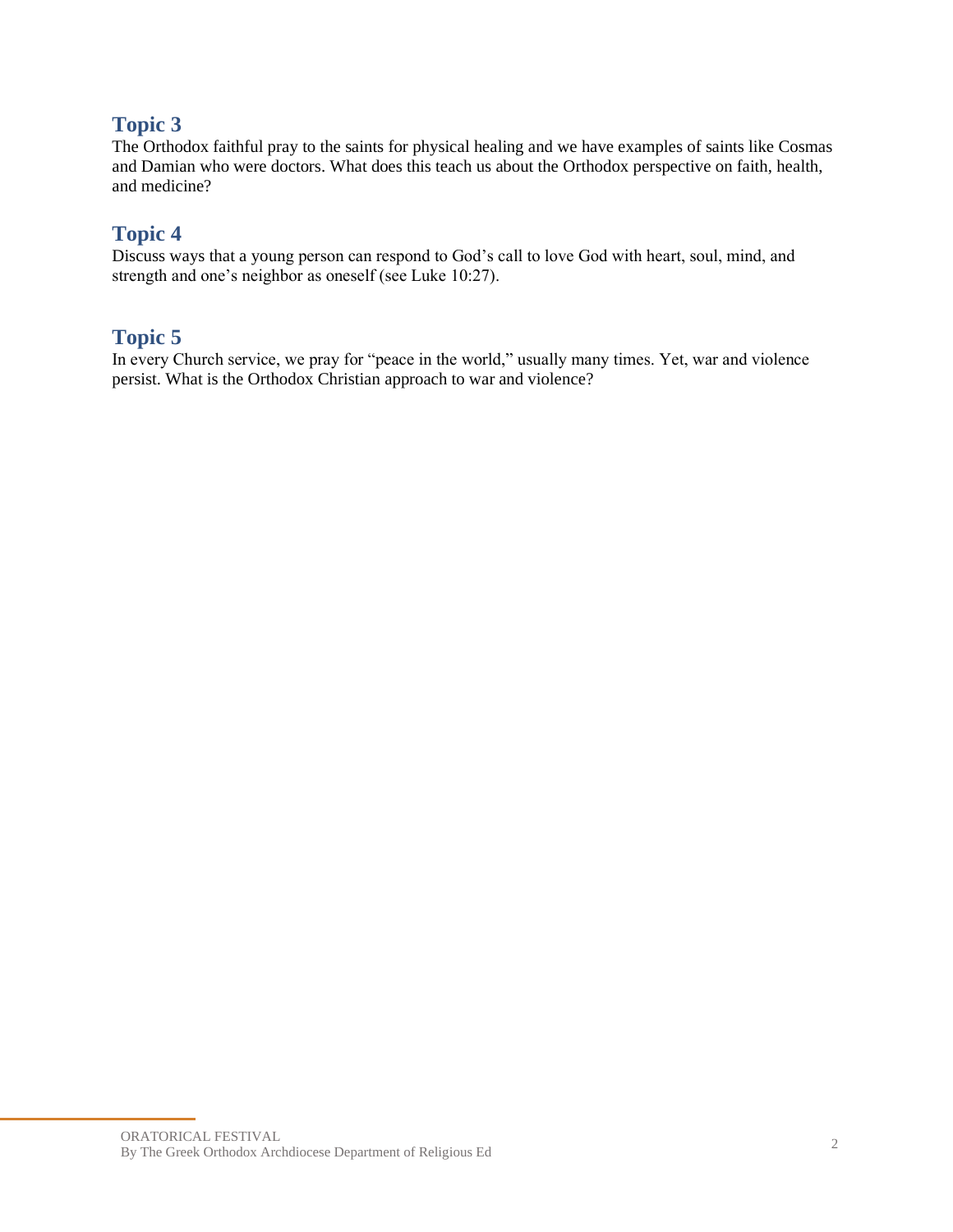## Topic 3

The Orthodox faithful pray to the saints for physical healing and we have examples of saints like Cosmas and Damian who were doctors. What does this teach us about the Orthodox perspective on faith, health, and medicine?

## Topic 4

Discuss ways that a young person can respond to God's call to love God with heart, soul, mind, and strength and one's neighbor as oneself (see Luke 10:27).

## Topic 5

In every Church service, we pray for "peace in the world," usually many times. Yet, war and violence persist. What is the Orthodox Christian approach to war and violence?